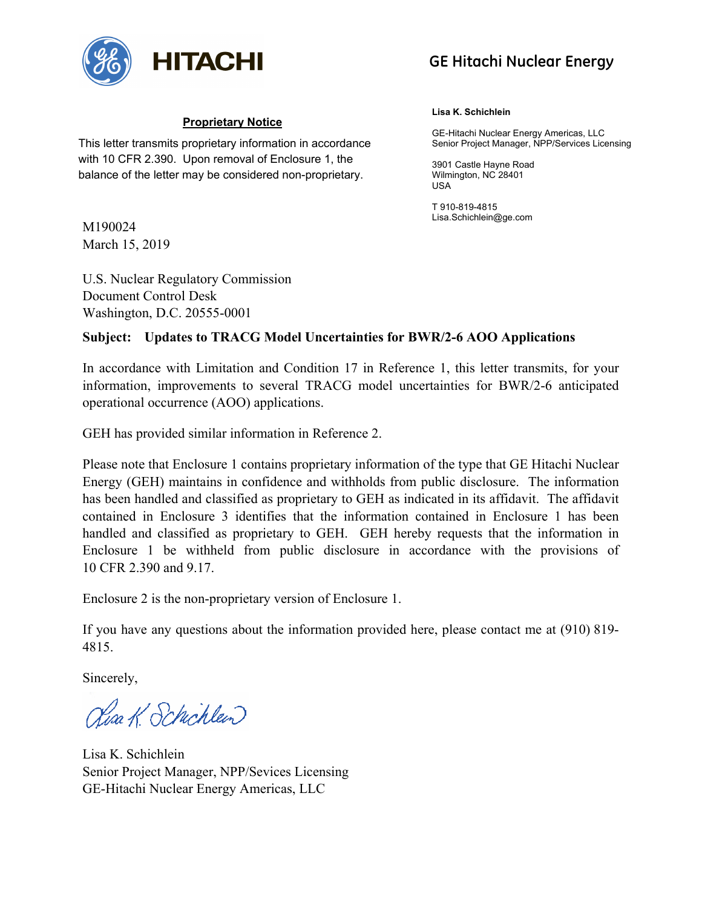HITACHI

GE Hitachi Nuclear Energy

**Proprietary Notice**

This letter transmits proprietary information in accordance with 10 CFR 2.390. Upon removal of Enclosure 1, the balance of the letter may be considered non-proprietary.

**Lisa K. Schichlein**

GE-Hitachi Nuclear Energy Americas, LLC
Senior Project Manager, NPP/Services Licensing

3901 Castle Hayne Road
Wilmington, NC 28401
USA

T 910-819-4815
Lisa.Schichlein@ge.com

M190024
March 15, 2019

U.S. Nuclear Regulatory Commission
Document Control Desk
Washington, D.C. 20555-0001

**Subject: Updates to TRACG Model Uncertainties for BWR/2-6 AOO Applications**

In accordance with Limitation and Condition 17 in Reference 1, this letter transmits, for your information, improvements to several TRACG model uncertainties for BWR/2-6 anticipated operational occurrence (AOO) applications.

GEH has provided similar information in Reference 2.

Please note that Enclosure 1 contains proprietary information of the type that GE Hitachi Nuclear Energy (GEH) maintains in confidence and withholds from public disclosure. The information has been handled and classified as proprietary to GEH as indicated in its affidavit. The affidavit contained in Enclosure 3 identifies that the information contained in Enclosure 1 has been handled and classified as proprietary to GEH. GEH hereby requests that the information in Enclosure 1 be withheld from public disclosure in accordance with the provisions of 10 CFR 2.390 and 9.17.

Enclosure 2 is the non-proprietary version of Enclosure 1.

If you have any questions about the information provided here, please contact me at (910) 819-4815.

Sincerely,

Lisa K. Schichlein

Lisa K. Schichlein
Senior Project Manager, NPP/Sevices Licensing
GE-Hitachi Nuclear Energy Americas, LLC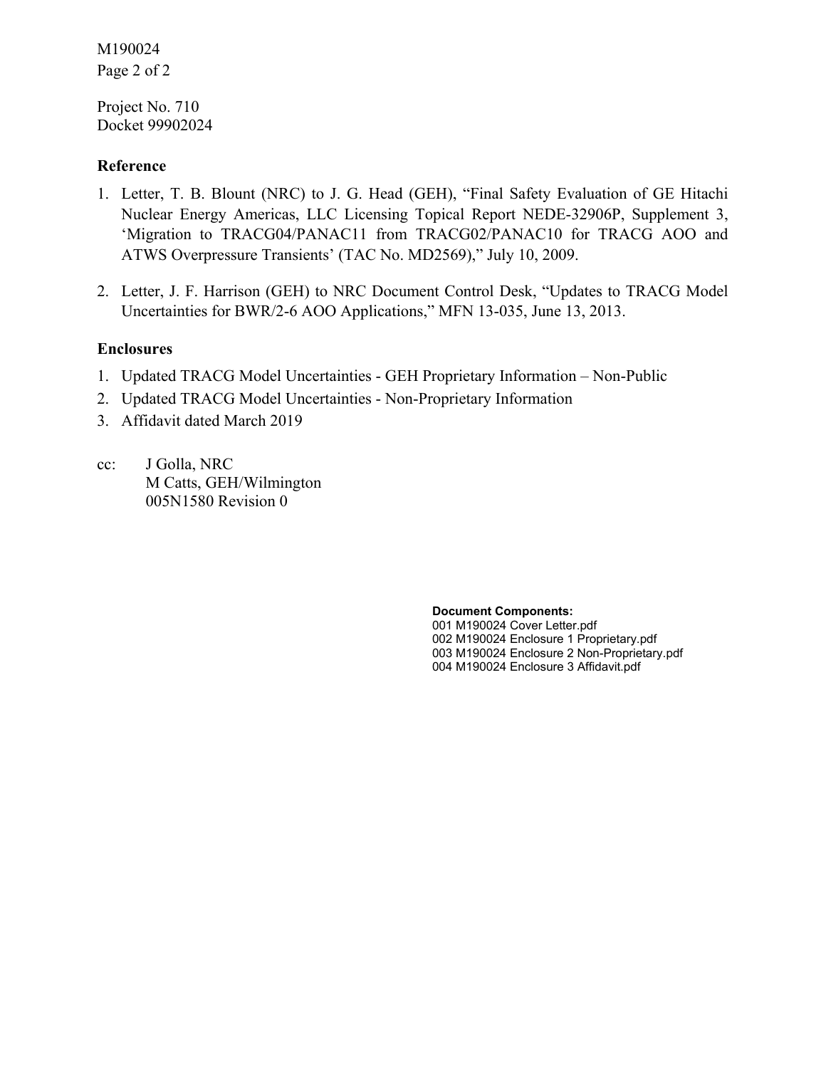Project No. 710
Docket 99902024

**Reference**

1. Letter, T. B. Blount (NRC) to J. G. Head (GEH), "Final Safety Evaluation of GE Hitachi Nuclear Energy Americas, LLC Licensing Topical Report NEDE-32906P, Supplement 3, 'Migration to TRACG04/PANAC11 from TRACG02/PANAC10 for TRACG AOO and ATWS Overpressure Transients' (TAC No. MD2569)," July 10, 2009.
2. Letter, J. F. Harrison (GEH) to NRC Document Control Desk, "Updates to TRACG Model Uncertainties for BWR/2-6 AOO Applications," MFN 13-035, June 13, 2013.

**Enclosures**

1. Updated TRACG Model Uncertainties - GEH Proprietary Information – Non-Public
2. Updated TRACG Model Uncertainties - Non-Proprietary Information
3. Affidavit dated March 2019

cc: J Golla, NRC
M Catts, GEH/Wilmington
005N1580 Revision 0

**Document Components:**
001 M190024 Cover Letter.pdf
002 M190024 Enclosure 1 Proprietary.pdf
003 M190024 Enclosure 2 Non-Proprietary.pdf
004 M190024 Enclosure 3 Affidavit.pdf